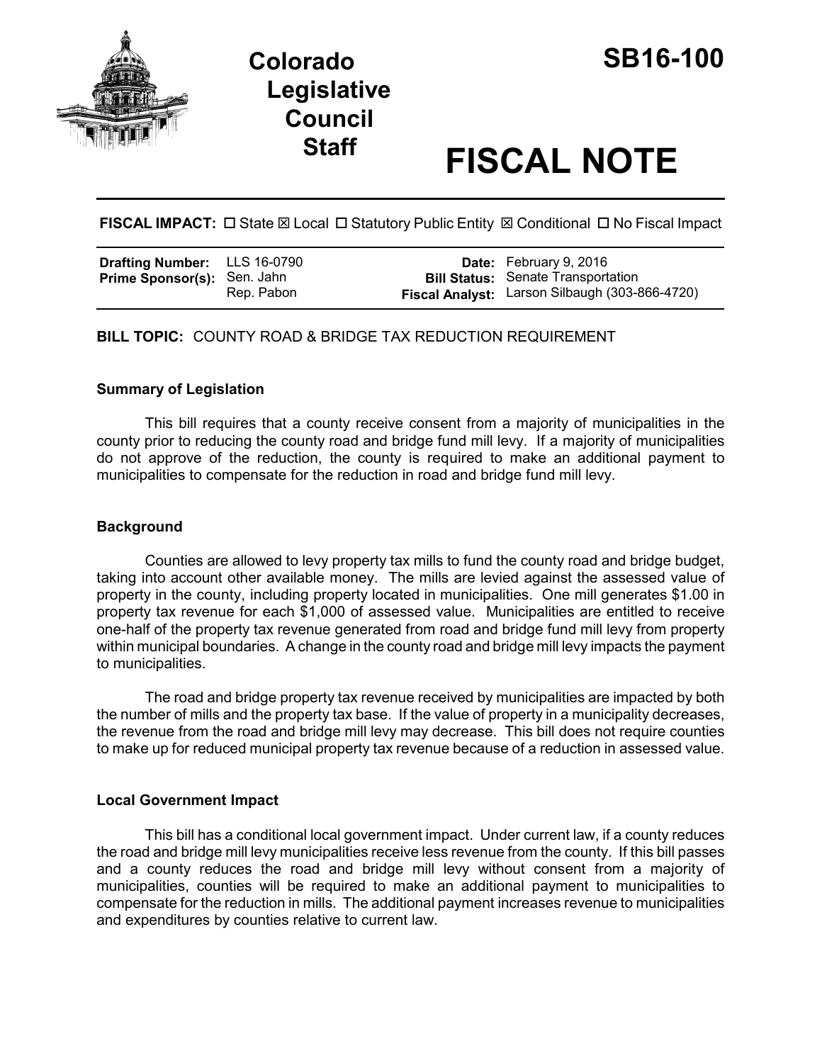# Colorado Legislative Council Staff

# SB16-100

# FISCAL NOTE

**FISCAL IMPACT:** ☐ State ☒ Local ☐ Statutory Public Entity ☒ Conditional ☐ No Fiscal Impact

| | | | |
|---|---|---|---|
| **Drafting Number:** | LLS 16-0790 | **Date:** | February 9, 2016 |
| **Prime Sponsor(s):** | Sen. Jahn<br>Rep. Pabon | **Bill Status:** | Senate Transportation |
| | | **Fiscal Analyst:** | Larson Silbaugh (303-866-4720) |

**BILL TOPIC:** COUNTY ROAD & BRIDGE TAX REDUCTION REQUIREMENT

### Summary of Legislation

This bill requires that a county receive consent from a majority of municipalities in the county prior to reducing the county road and bridge fund mill levy. If a majority of municipalities do not approve of the reduction, the county is required to make an additional payment to municipalities to compensate for the reduction in road and bridge fund mill levy.

### Background

Counties are allowed to levy property tax mills to fund the county road and bridge budget, taking into account other available money. The mills are levied against the assessed value of property in the county, including property located in municipalities. One mill generates $1.00 in property tax revenue for each $1,000 of assessed value. Municipalities are entitled to receive one-half of the property tax revenue generated from road and bridge fund mill levy from property within municipal boundaries. A change in the county road and bridge mill levy impacts the payment to municipalities.

The road and bridge property tax revenue received by municipalities are impacted by both the number of mills and the property tax base. If the value of property in a municipality decreases, the revenue from the road and bridge mill levy may decrease. This bill does not require counties to make up for reduced municipal property tax revenue because of a reduction in assessed value.

### Local Government Impact

This bill has a conditional local government impact. Under current law, if a county reduces the road and bridge mill levy municipalities receive less revenue from the county. If this bill passes and a county reduces the road and bridge mill levy without consent from a majority of municipalities, counties will be required to make an additional payment to municipalities to compensate for the reduction in mills. The additional payment increases revenue to municipalities and expenditures by counties relative to current law.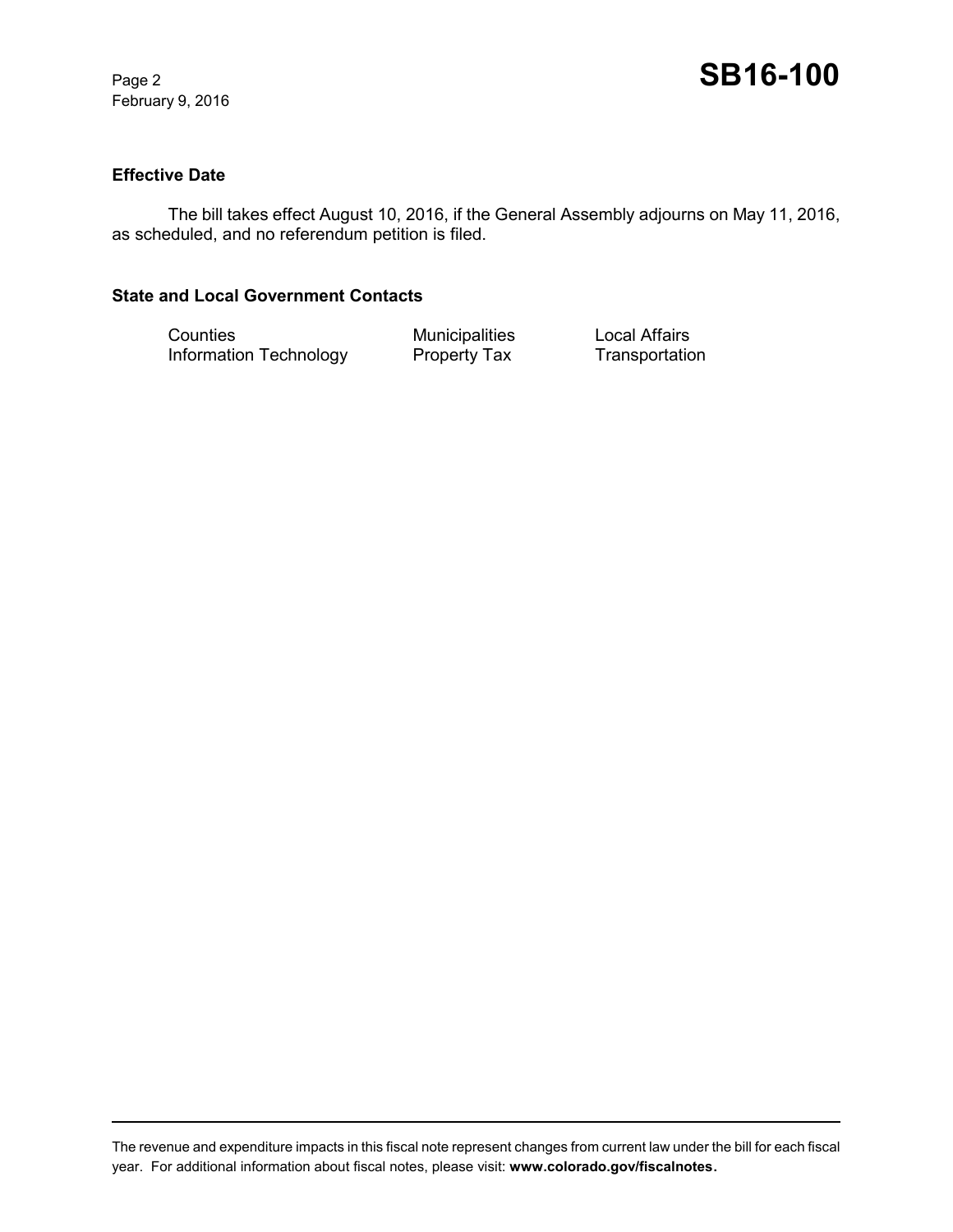## Effective Date

The bill takes effect August 10, 2016, if the General Assembly adjourns on May 11, 2016, as scheduled, and no referendum petition is filed.

## State and Local Government Contacts

| | | |
|---|---|---|
| Counties | Municipalities | Local Affairs |
| Information Technology | Property Tax | Transportation |

The revenue and expenditure impacts in this fiscal note represent changes from current law under the bill for each fiscal year. For additional information about fiscal notes, please visit: **www.colorado.gov/fiscalnotes.**